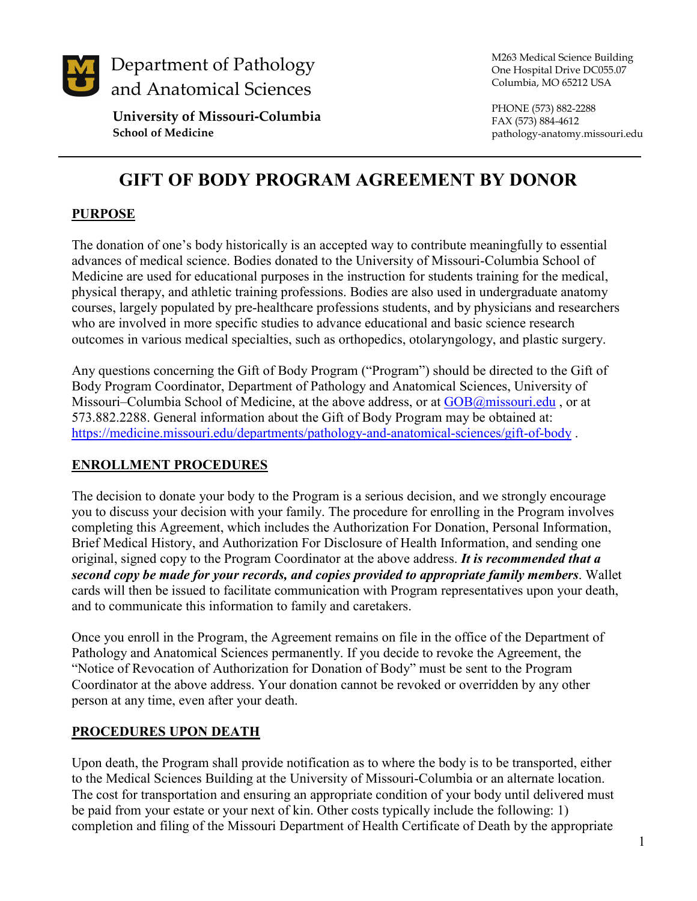Department of Pathology and Anatomical Sciences

**University of Missouri-Columbia**
**School of Medicine**

M263 Medical Science Building
One Hospital Drive DC055.07
Columbia, MO 65212 USA

PHONE (573) 882-2288
FAX (573) 884-4612
pathology-anatomy.missouri.edu

# GIFT OF BODY PROGRAM AGREEMENT BY DONOR

## PURPOSE

The donation of one's body historically is an accepted way to contribute meaningfully to essential advances of medical science. Bodies donated to the University of Missouri-Columbia School of Medicine are used for educational purposes in the instruction for students training for the medical, physical therapy, and athletic training professions. Bodies are also used in undergraduate anatomy courses, largely populated by pre-healthcare professions students, and by physicians and researchers who are involved in more specific studies to advance educational and basic science research outcomes in various medical specialties, such as orthopedics, otolaryngology, and plastic surgery.

Any questions concerning the Gift of Body Program ("Program") should be directed to the Gift of Body Program Coordinator, Department of Pathology and Anatomical Sciences, University of Missouri–Columbia School of Medicine, at the above address, or at GOB@missouri.edu , or at 573.882.2288. General information about the Gift of Body Program may be obtained at: https://medicine.missouri.edu/departments/pathology-and-anatomical-sciences/gift-of-body .

## ENROLLMENT PROCEDURES

The decision to donate your body to the Program is a serious decision, and we strongly encourage you to discuss your decision with your family. The procedure for enrolling in the Program involves completing this Agreement, which includes the Authorization For Donation, Personal Information, Brief Medical History, and Authorization For Disclosure of Health Information, and sending one original, signed copy to the Program Coordinator at the above address. ***It is recommended that a second copy be made for your records, and copies provided to appropriate family members***. Wallet cards will then be issued to facilitate communication with Program representatives upon your death, and to communicate this information to family and caretakers.

Once you enroll in the Program, the Agreement remains on file in the office of the Department of Pathology and Anatomical Sciences permanently. If you decide to revoke the Agreement, the "Notice of Revocation of Authorization for Donation of Body" must be sent to the Program Coordinator at the above address. Your donation cannot be revoked or overridden by any other person at any time, even after your death.

## PROCEDURES UPON DEATH

Upon death, the Program shall provide notification as to where the body is to be transported, either to the Medical Sciences Building at the University of Missouri-Columbia or an alternate location. The cost for transportation and ensuring an appropriate condition of your body until delivered must be paid from your estate or your next of kin. Other costs typically include the following: 1) completion and filing of the Missouri Department of Health Certificate of Death by the appropriate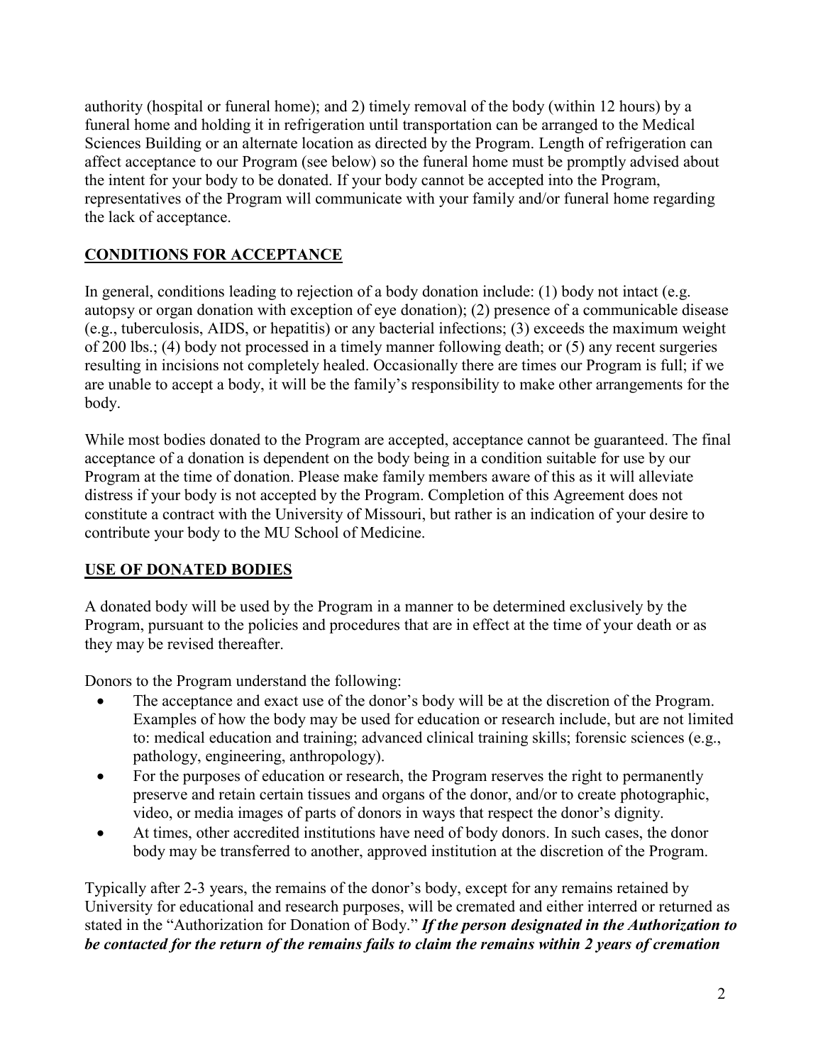authority (hospital or funeral home); and 2) timely removal of the body (within 12 hours) by a funeral home and holding it in refrigeration until transportation can be arranged to the Medical Sciences Building or an alternate location as directed by the Program. Length of refrigeration can affect acceptance to our Program (see below) so the funeral home must be promptly advised about the intent for your body to be donated. If your body cannot be accepted into the Program, representatives of the Program will communicate with your family and/or funeral home regarding the lack of acceptance.

## CONDITIONS FOR ACCEPTANCE

In general, conditions leading to rejection of a body donation include: (1) body not intact (e.g. autopsy or organ donation with exception of eye donation); (2) presence of a communicable disease (e.g., tuberculosis, AIDS, or hepatitis) or any bacterial infections; (3) exceeds the maximum weight of 200 lbs.; (4) body not processed in a timely manner following death; or (5) any recent surgeries resulting in incisions not completely healed. Occasionally there are times our Program is full; if we are unable to accept a body, it will be the family's responsibility to make other arrangements for the body.

While most bodies donated to the Program are accepted, acceptance cannot be guaranteed. The final acceptance of a donation is dependent on the body being in a condition suitable for use by our Program at the time of donation. Please make family members aware of this as it will alleviate distress if your body is not accepted by the Program. Completion of this Agreement does not constitute a contract with the University of Missouri, but rather is an indication of your desire to contribute your body to the MU School of Medicine.

## USE OF DONATED BODIES

A donated body will be used by the Program in a manner to be determined exclusively by the Program, pursuant to the policies and procedures that are in effect at the time of your death or as they may be revised thereafter.

Donors to the Program understand the following:

- The acceptance and exact use of the donor's body will be at the discretion of the Program. Examples of how the body may be used for education or research include, but are not limited to: medical education and training; advanced clinical training skills; forensic sciences (e.g., pathology, engineering, anthropology).
- For the purposes of education or research, the Program reserves the right to permanently preserve and retain certain tissues and organs of the donor, and/or to create photographic, video, or media images of parts of donors in ways that respect the donor's dignity.
- At times, other accredited institutions have need of body donors. In such cases, the donor body may be transferred to another, approved institution at the discretion of the Program.

Typically after 2-3 years, the remains of the donor's body, except for any remains retained by University for educational and research purposes, will be cremated and either interred or returned as stated in the "Authorization for Donation of Body." ***If the person designated in the Authorization to be contacted for the return of the remains fails to claim the remains within 2 years of cremation***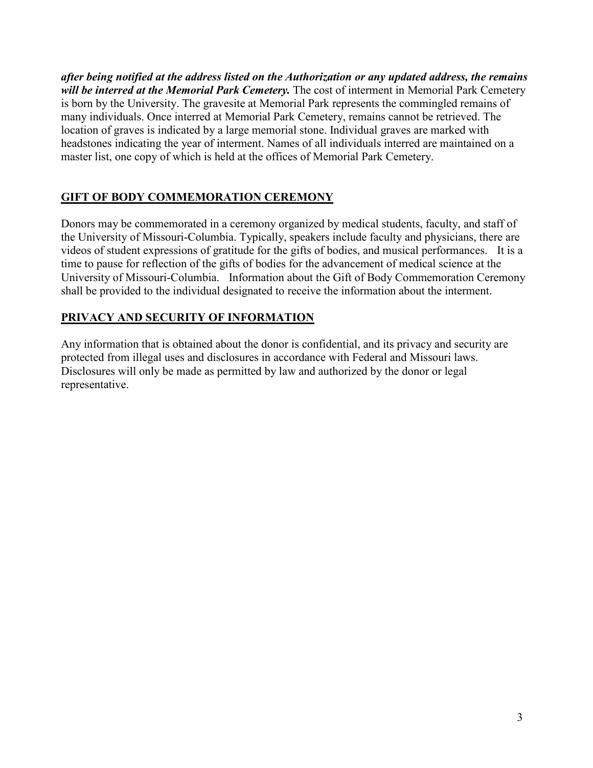***after being notified at the address listed on the Authorization or any updated address, the remains will be interred at the Memorial Park Cemetery.*** The cost of interment in Memorial Park Cemetery is born by the University. The gravesite at Memorial Park represents the commingled remains of many individuals. Once interred at Memorial Park Cemetery, remains cannot be retrieved. The location of graves is indicated by a large memorial stone. Individual graves are marked with headstones indicating the year of interment. Names of all individuals interred are maintained on a master list, one copy of which is held at the offices of Memorial Park Cemetery.

## GIFT OF BODY COMMEMORATION CEREMONY

Donors may be commemorated in a ceremony organized by medical students, faculty, and staff of the University of Missouri-Columbia. Typically, speakers include faculty and physicians, there are videos of student expressions of gratitude for the gifts of bodies, and musical performances. It is a time to pause for reflection of the gifts of bodies for the advancement of medical science at the University of Missouri-Columbia. Information about the Gift of Body Commemoration Ceremony shall be provided to the individual designated to receive the information about the interment.

## PRIVACY AND SECURITY OF INFORMATION

Any information that is obtained about the donor is confidential, and its privacy and security are protected from illegal uses and disclosures in accordance with Federal and Missouri laws. Disclosures will only be made as permitted by law and authorized by the donor or legal representative.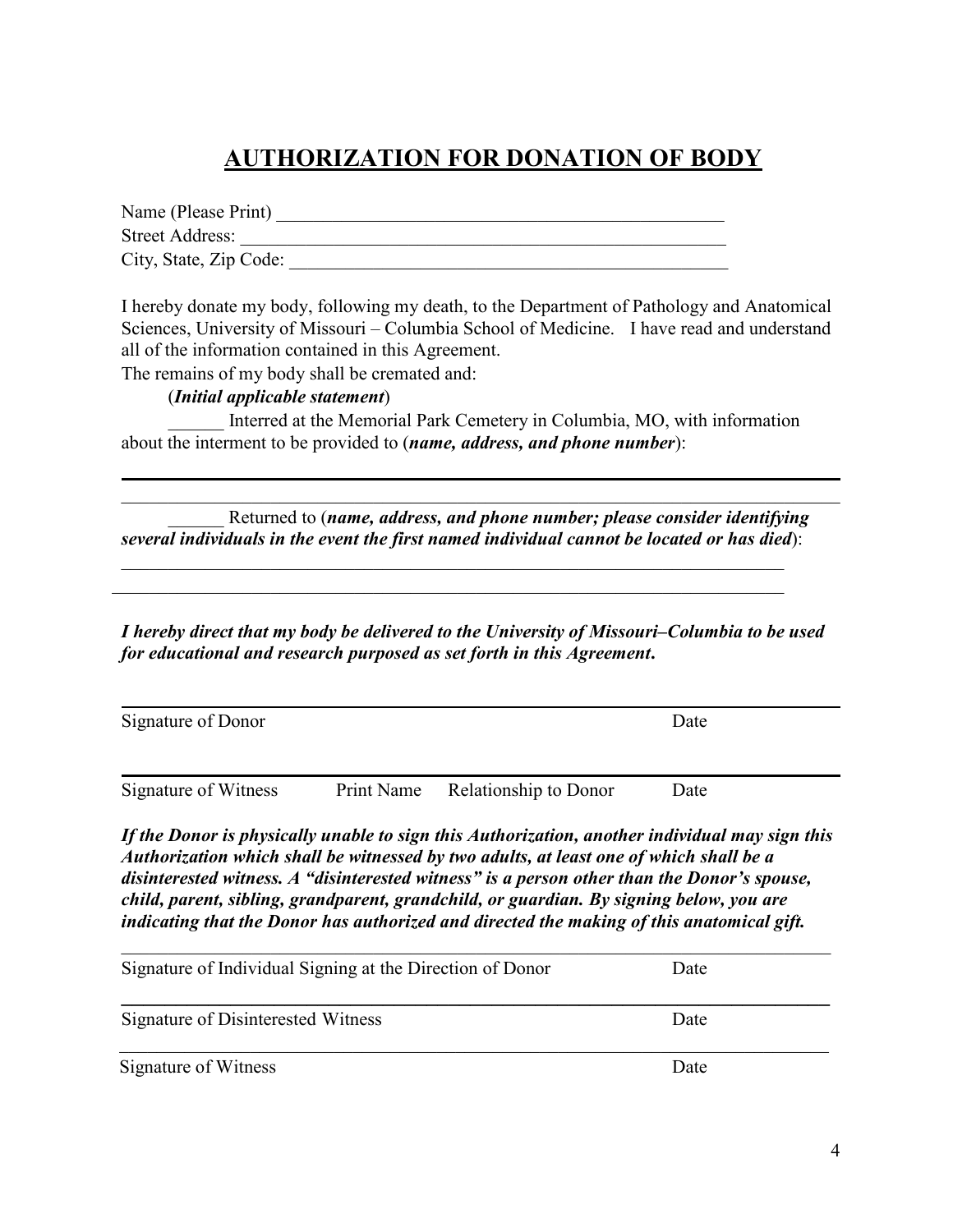# AUTHORIZATION FOR DONATION OF BODY

Name (Please Print) ____________________________________________________

Street Address: ________________________________________________________

City, State, Zip Code: __________________________________________________

I hereby donate my body, following my death, to the Department of Pathology and Anatomical Sciences, University of Missouri – Columbia School of Medicine. I have read and understand all of the information contained in this Agreement.

The remains of my body shall be cremated and:

(***Initial applicable statement***)

______ Interred at the Memorial Park Cemetery in Columbia, MO, with information about the interment to be provided to (***name, address, and phone number***):

______________________________________________________________________________

______________________________________________________________________________

______ Returned to (***name, address, and phone number; please consider identifying several individuals in the event the first named individual cannot be located or has died***):

______________________________________________________________________________

______________________________________________________________________________

***I hereby direct that my body be delivered to the University of Missouri–Columbia to be used for educational and research purposed as set forth in this Agreement.***

______________________________________________________________________________

Signature of Donor Date

______________________________________________________________________________

Signature of Witness Print Name Relationship to Donor Date

***If the Donor is physically unable to sign this Authorization, another individual may sign this Authorization which shall be witnessed by two adults, at least one of which shall be a disinterested witness. A "disinterested witness" is a person other than the Donor's spouse, child, parent, sibling, grandparent, grandchild, or guardian. By signing below, you are indicating that the Donor has authorized and directed the making of this anatomical gift.***

______________________________________________________________________________

Signature of Individual Signing at the Direction of Donor Date

______________________________________________________________________________

Signature of Disinterested Witness Date

______________________________________________________________________________

Signature of Witness Date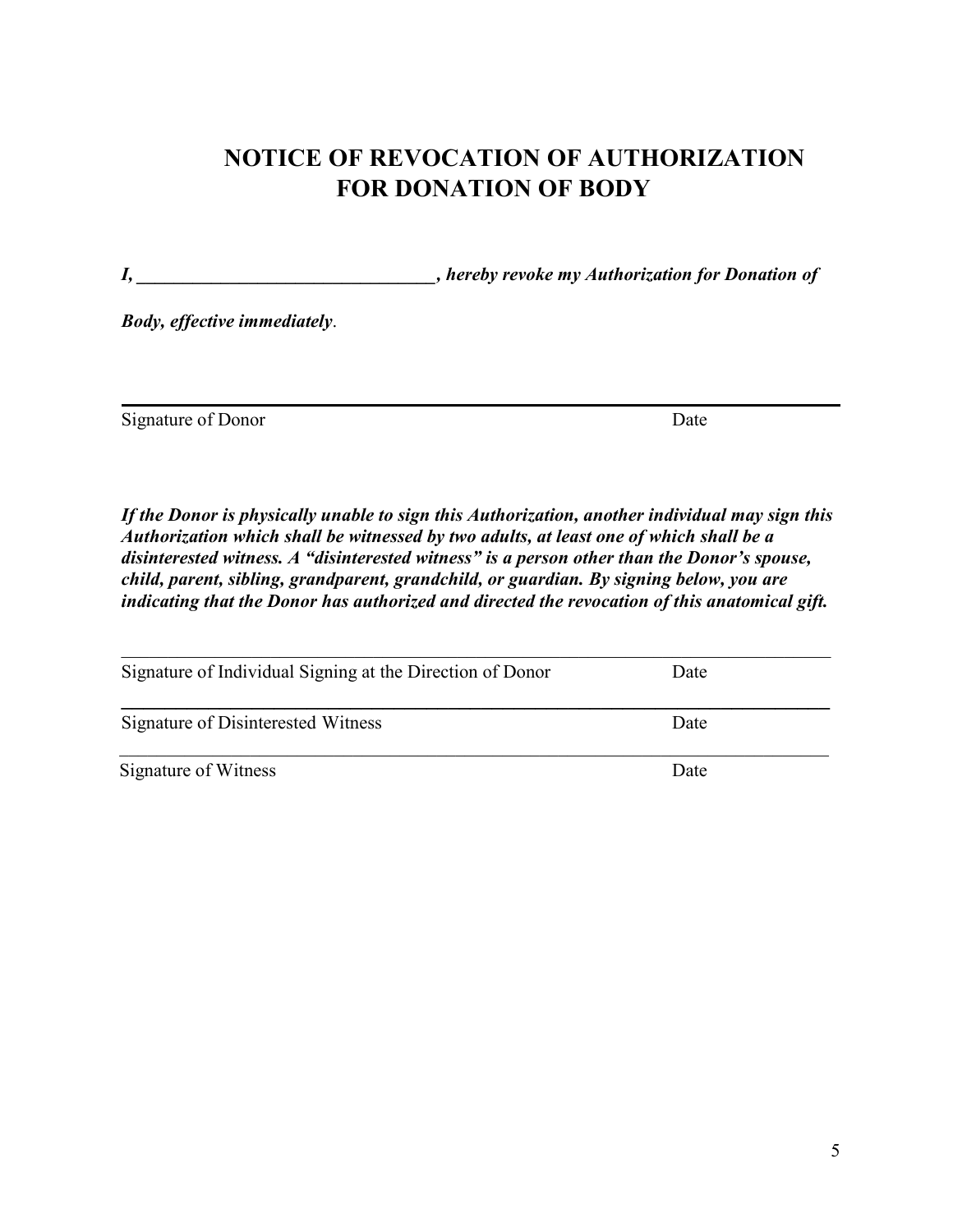# NOTICE OF REVOCATION OF AUTHORIZATION FOR DONATION OF BODY

***I, \_\_\_\_\_\_\_\_\_\_\_\_\_\_\_\_\_\_\_\_\_\_\_\_\_\_\_\_\_\_\_\_, hereby revoke my Authorization for Donation of Body, effective immediately***.

\_\_\_\_\_\_\_\_\_\_\_\_\_\_\_\_\_\_\_\_\_\_\_\_\_\_\_\_\_\_\_\_\_\_\_\_\_\_\_\_\_\_\_\_\_\_\_\_\_\_\_\_\_\_\_\_\_\_\_\_\_\_\_\_\_\_\_\_

Signature of Donor                                                                                Date

***If the Donor is physically unable to sign this Authorization, another individual may sign this Authorization which shall be witnessed by two adults, at least one of which shall be a disinterested witness. A "disinterested witness" is a person other than the Donor's spouse, child, parent, sibling, grandparent, grandchild, or guardian. By signing below, you are indicating that the Donor has authorized and directed the revocation of this anatomical gift.***

\_\_\_\_\_\_\_\_\_\_\_\_\_\_\_\_\_\_\_\_\_\_\_\_\_\_\_\_\_\_\_\_\_\_\_\_\_\_\_\_\_\_\_\_\_\_\_\_\_\_\_\_\_\_\_\_\_\_\_\_\_\_\_\_\_\_\_\_

Signature of Individual Signing at the Direction of Donor                    Date

\_\_\_\_\_\_\_\_\_\_\_\_\_\_\_\_\_\_\_\_\_\_\_\_\_\_\_\_\_\_\_\_\_\_\_\_\_\_\_\_\_\_\_\_\_\_\_\_\_\_\_\_\_\_\_\_\_\_\_\_\_\_\_\_\_\_\_\_

Signature of Disinterested Witness                                                    Date

\_\_\_\_\_\_\_\_\_\_\_\_\_\_\_\_\_\_\_\_\_\_\_\_\_\_\_\_\_\_\_\_\_\_\_\_\_\_\_\_\_\_\_\_\_\_\_\_\_\_\_\_\_\_\_\_\_\_\_\_\_\_\_\_\_\_\_\_

Signature of Witness                                                                        Date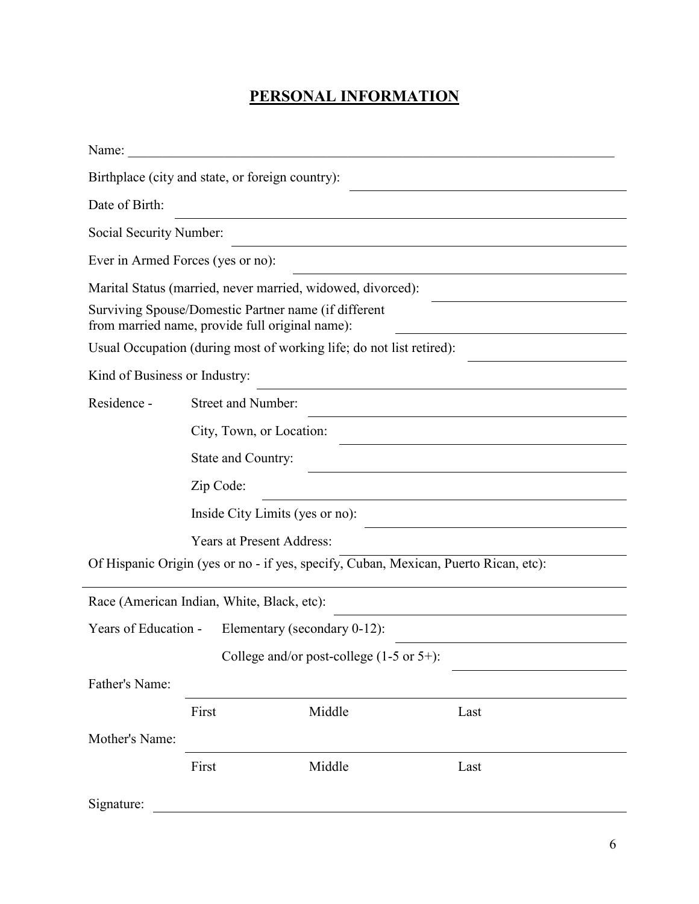# PERSONAL INFORMATION

Name: ______________________________________________________________________________

Birthplace (city and state, or foreign country): ______________________________

Date of Birth: ______________________________

Social Security Number: ______________________________

Ever in Armed Forces (yes or no): ______________________________

Marital Status (married, never married, widowed, divorced): ______________________________

Surviving Spouse/Domestic Partner name (if different from married name, provide full original name): ______________________________

Usual Occupation (during most of working life; do not list retired): ______________________________

Kind of Business or Industry: ______________________________

Residence -

- Street and Number: ______________________________
- City, Town, or Location: ______________________________
- State and Country: ______________________________
- Zip Code: ______________________________
- Inside City Limits (yes or no): ______________________________
- Years at Present Address: ______________________________

Of Hispanic Origin (yes or no - if yes, specify, Cuban, Mexican, Puerto Rican, etc):

______________________________________________________________________________

Race (American Indian, White, Black, etc): ______________________________

Years of Education -

- Elementary (secondary 0-12): ______________________________
- College and/or post-college (1-5 or 5+): ______________________________

Father's Name: ______________________________________________________________

First | Middle | Last

Mother's Name: ______________________________________________________________

First | Middle | Last

Signature: ______________________________________________________________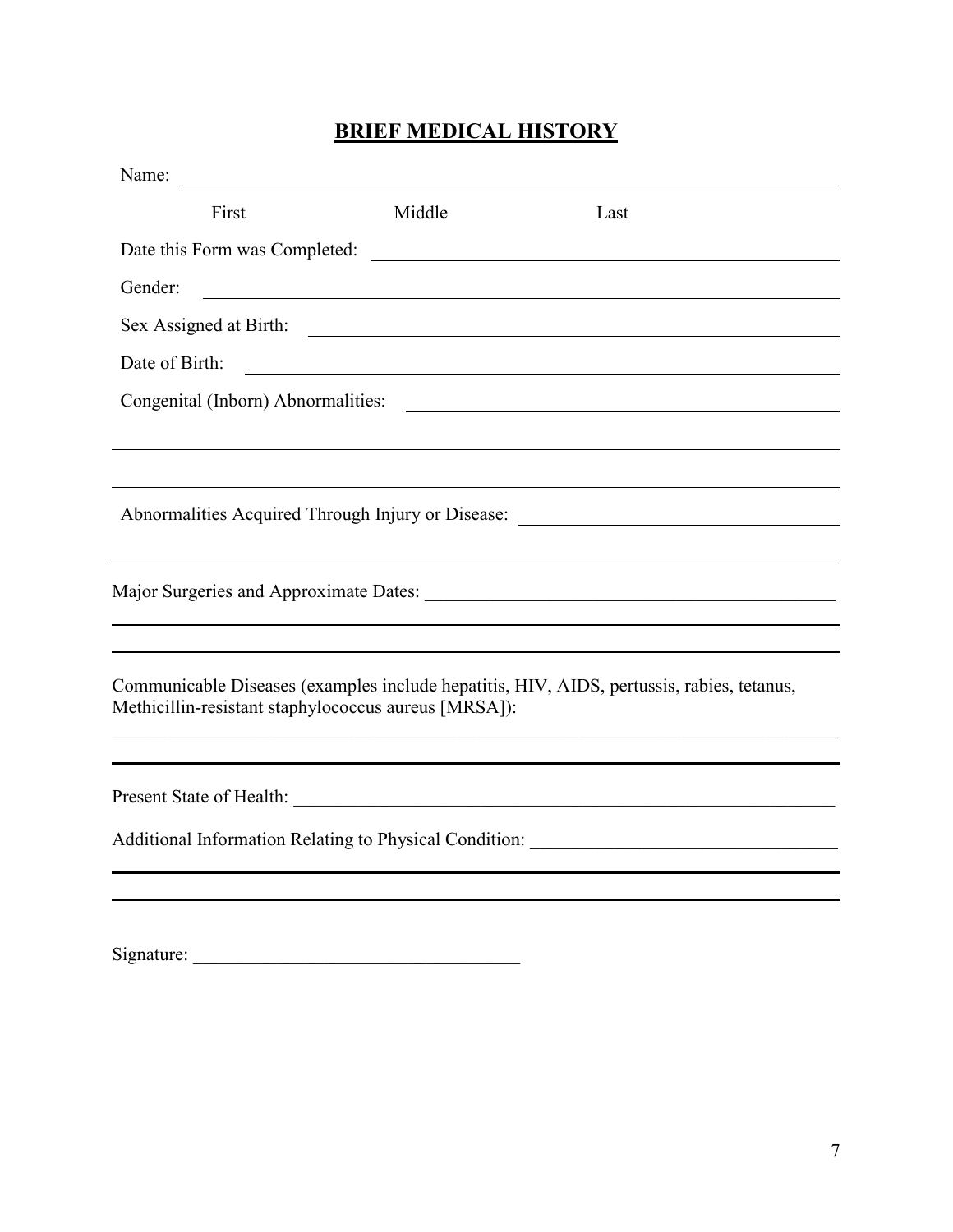# BRIEF MEDICAL HISTORY

Name: ______________________________________________

First          Middle          Last

Date this Form was Completed: ______________________________

Gender: ______________________________

Sex Assigned at Birth: ______________________________

Date of Birth: ______________________________

Congenital (Inborn) Abnormalities: ______________________________

______________________________________________

______________________________________________

Abnormalities Acquired Through Injury or Disease: ______________________________

______________________________________________

Major Surgeries and Approximate Dates: ______________________________

______________________________________________

______________________________________________

Communicable Diseases (examples include hepatitis, HIV, AIDS, pertussis, rabies, tetanus, Methicillin-resistant staphylococcus aureus [MRSA]):

______________________________________________

______________________________________________

Present State of Health: ______________________________

Additional Information Relating to Physical Condition: ______________________________

______________________________________________

______________________________________________

Signature: ______________________________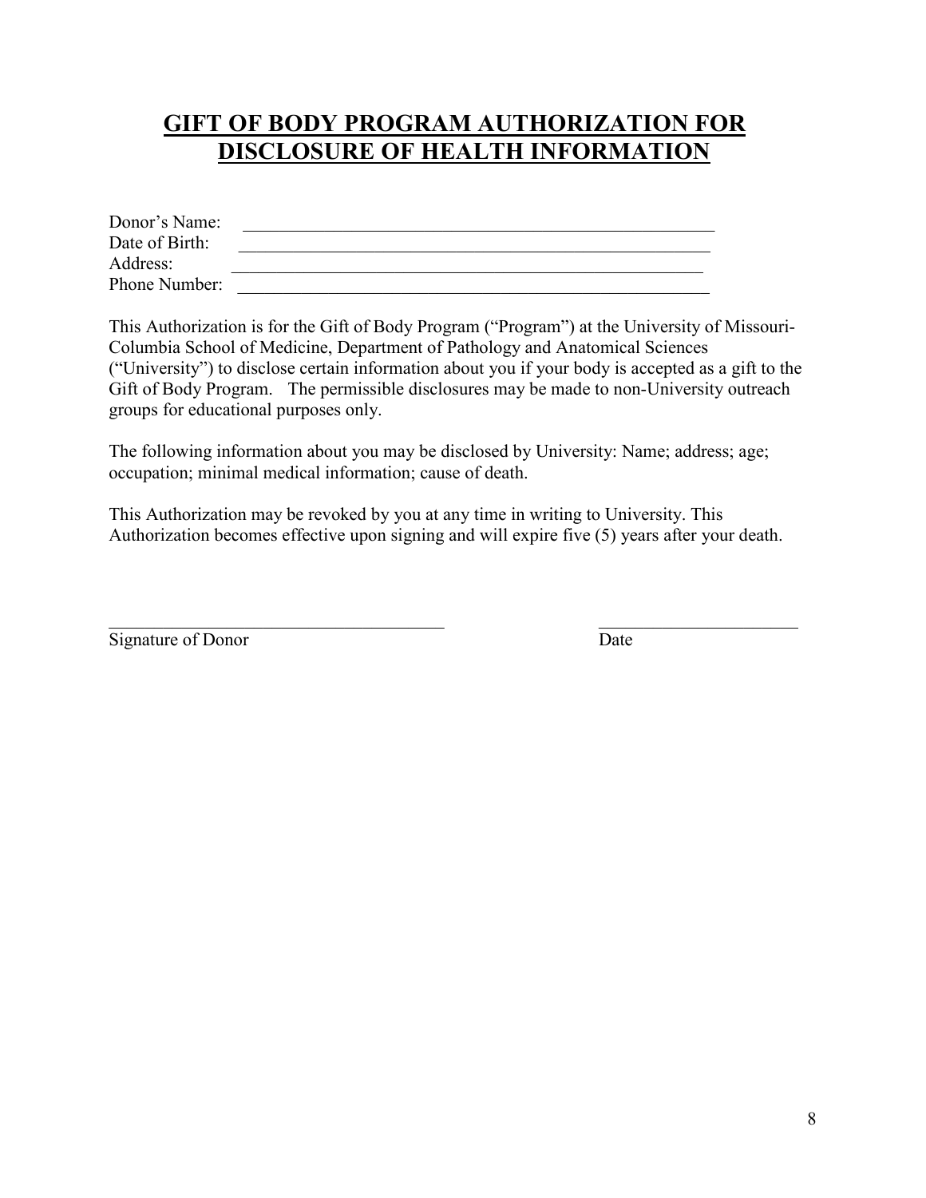# GIFT OF BODY PROGRAM AUTHORIZATION FOR DISCLOSURE OF HEALTH INFORMATION

Donor's Name: ______________________________________________________

Date of Birth: ______________________________________________________

Address: ______________________________________________________

Phone Number: ______________________________________________________

This Authorization is for the Gift of Body Program ("Program") at the University of Missouri-Columbia School of Medicine, Department of Pathology and Anatomical Sciences ("University") to disclose certain information about you if your body is accepted as a gift to the Gift of Body Program. The permissible disclosures may be made to non-University outreach groups for educational purposes only.

The following information about you may be disclosed by University: Name; address; age; occupation; minimal medical information; cause of death.

This Authorization may be revoked by you at any time in writing to University. This Authorization becomes effective upon signing and will expire five (5) years after your death.

______________________________________ ______________________

Signature of Donor Date